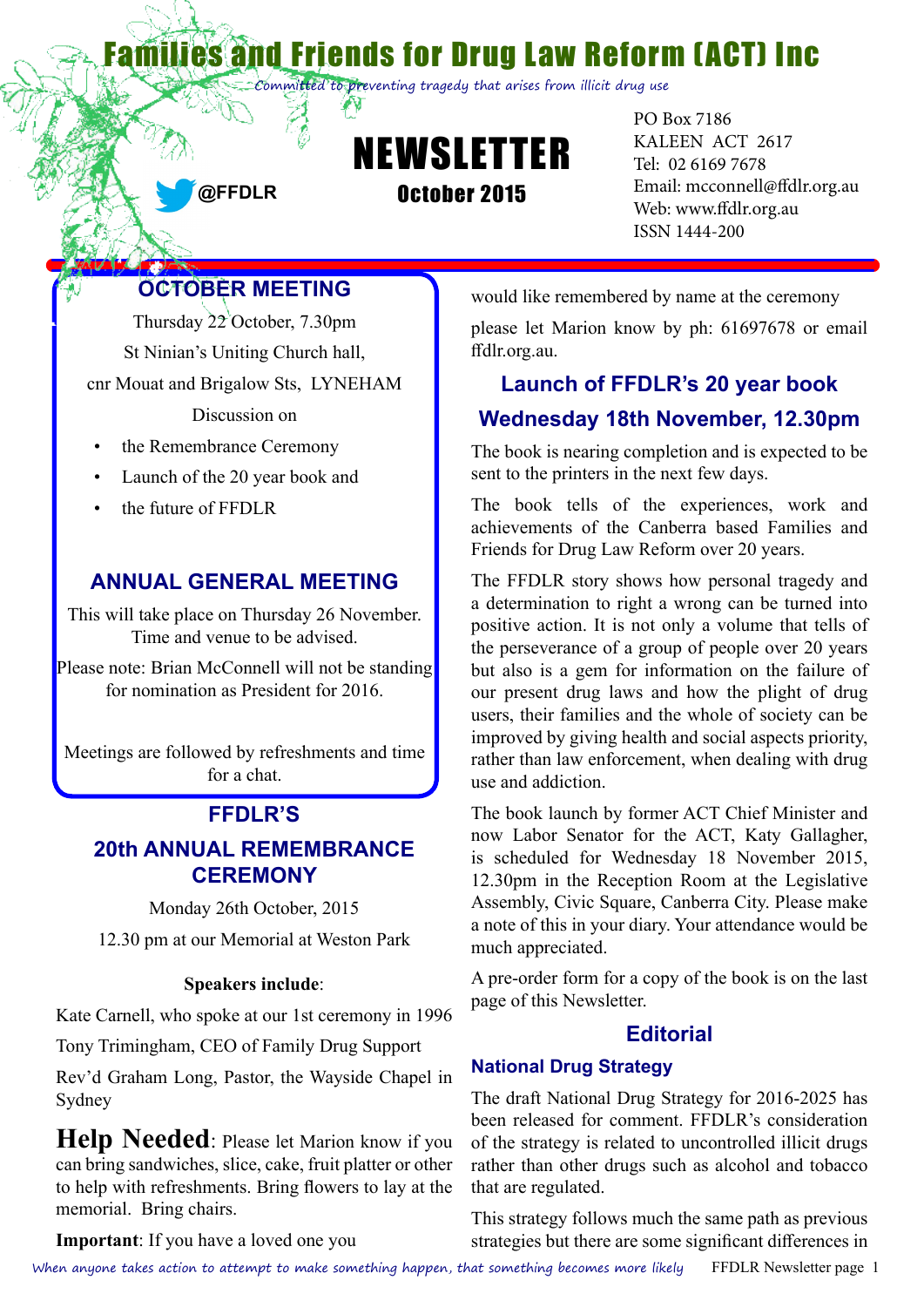# Families and Friends for Drug Law Reform (ACT) Inc

*Committed to preventing tragedy that arises from illicit drug use*

@FFDLR

# NEWSLETTER

**October 2015**

PO Box 7186
KALEEN ACT 2617
Tel: 02 6169 7678
Email: mcconnell@ffdlr.org.au
Web: www.ffdlr.org.au
ISSN 1444-200

## OCTOBER MEETING

Thursday 22 October, 7.30pm

St Ninian's Uniting Church hall,

cnr Mouat and Brigalow Sts, LYNEHAM

Discussion on

- the Remembrance Ceremony
- Launch of the 20 year book and
- the future of FFDLR

## ANNUAL GENERAL MEETING

This will take place on Thursday 26 November. Time and venue to be advised.

Please note: Brian McConnell will not be standing for nomination as President for 2016.

Meetings are followed by refreshments and time for a chat.

## FFDLR'S 20th ANNUAL REMEMBRANCE CEREMONY

Monday 26th October, 2015

12.30 pm at our Memorial at Weston Park

**Speakers include**:

Kate Carnell, who spoke at our 1st ceremony in 1996

Tony Trimingham, CEO of Family Drug Support

Rev'd Graham Long, Pastor, the Wayside Chapel in Sydney

**Help Needed**: Please let Marion know if you can bring sandwiches, slice, cake, fruit platter or other to help with refreshments. Bring flowers to lay at the memorial. Bring chairs.

**Important**: If you have a loved one you would like remembered by name at the ceremony please let Marion know by ph: 61697678 or email ffdlr.org.au.

## Launch of FFDLR's 20 year book Wednesday 18th November, 12.30pm

The book is nearing completion and is expected to be sent to the printers in the next few days.

The book tells of the experiences, work and achievements of the Canberra based Families and Friends for Drug Law Reform over 20 years.

The FFDLR story shows how personal tragedy and a determination to right a wrong can be turned into positive action. It is not only a volume that tells of the perseverance of a group of people over 20 years but also is a gem for information on the failure of our present drug laws and how the plight of drug users, their families and the whole of society can be improved by giving health and social aspects priority, rather than law enforcement, when dealing with drug use and addiction.

The book launch by former ACT Chief Minister and now Labor Senator for the ACT, Katy Gallagher, is scheduled for Wednesday 18 November 2015, 12.30pm in the Reception Room at the Legislative Assembly, Civic Square, Canberra City. Please make a note of this in your diary. Your attendance would be much appreciated.

A pre-order form for a copy of the book is on the last page of this Newsletter.

## Editorial

### National Drug Strategy

The draft National Drug Strategy for 2016-2025 has been released for comment. FFDLR's consideration of the strategy is related to uncontrolled illicit drugs rather than other drugs such as alcohol and tobacco that are regulated.

This strategy follows much the same path as previous strategies but there are some significant differences in

*When anyone takes action to attempt to make something happen, that something becomes more likely*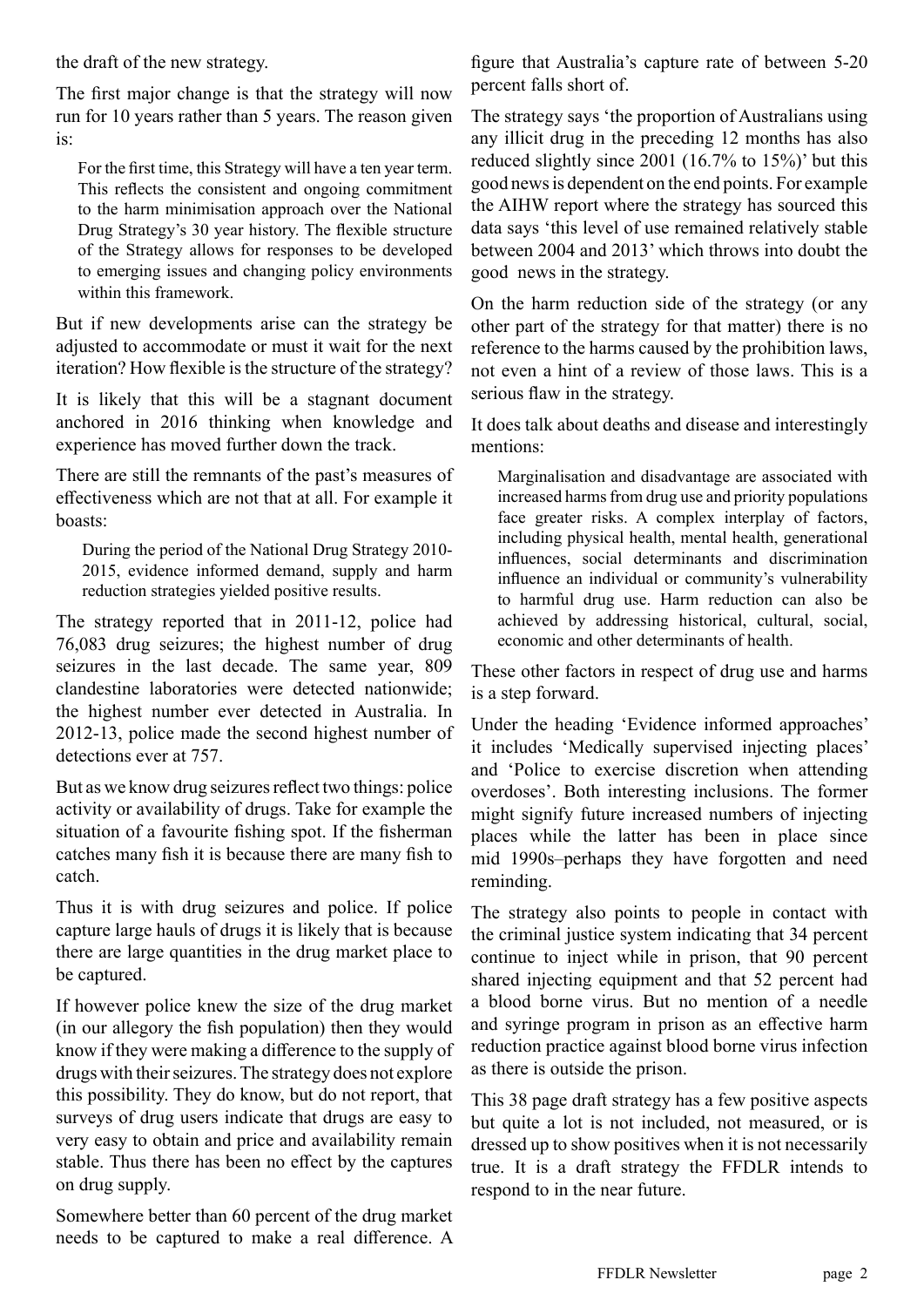the draft of the new strategy.

The first major change is that the strategy will now run for 10 years rather than 5 years. The reason given is:

> For the first time, this Strategy will have a ten year term. This reflects the consistent and ongoing commitment to the harm minimisation approach over the National Drug Strategy's 30 year history. The flexible structure of the Strategy allows for responses to be developed to emerging issues and changing policy environments within this framework.

But if new developments arise can the strategy be adjusted to accommodate or must it wait for the next iteration? How flexible is the structure of the strategy?

It is likely that this will be a stagnant document anchored in 2016 thinking when knowledge and experience has moved further down the track.

There are still the remnants of the past's measures of effectiveness which are not that at all. For example it boasts:

> During the period of the National Drug Strategy 2010-2015, evidence informed demand, supply and harm reduction strategies yielded positive results.

The strategy reported that in 2011-12, police had 76,083 drug seizures; the highest number of drug seizures in the last decade. The same year, 809 clandestine laboratories were detected nationwide; the highest number ever detected in Australia. In 2012-13, police made the second highest number of detections ever at 757.

But as we know drug seizures reflect two things: police activity or availability of drugs. Take for example the situation of a favourite fishing spot. If the fisherman catches many fish it is because there are many fish to catch.

Thus it is with drug seizures and police. If police capture large hauls of drugs it is likely that is because there are large quantities in the drug market place to be captured.

If however police knew the size of the drug market (in our allegory the fish population) then they would know if they were making a difference to the supply of drugs with their seizures. The strategy does not explore this possibility. They do know, but do not report, that surveys of drug users indicate that drugs are easy to very easy to obtain and price and availability remain stable. Thus there has been no effect by the captures on drug supply.

Somewhere better than 60 percent of the drug market needs to be captured to make a real difference. A figure that Australia's capture rate of between 5-20 percent falls short of.

The strategy says 'the proportion of Australians using any illicit drug in the preceding 12 months has also reduced slightly since 2001 (16.7% to 15%)' but this good news is dependent on the end points. For example the AIHW report where the strategy has sourced this data says 'this level of use remained relatively stable between 2004 and 2013' which throws into doubt the good news in the strategy.

On the harm reduction side of the strategy (or any other part of the strategy for that matter) there is no reference to the harms caused by the prohibition laws, not even a hint of a review of those laws. This is a serious flaw in the strategy.

It does talk about deaths and disease and interestingly mentions:

> Marginalisation and disadvantage are associated with increased harms from drug use and priority populations face greater risks. A complex interplay of factors, including physical health, mental health, generational influences, social determinants and discrimination influence an individual or community's vulnerability to harmful drug use. Harm reduction can also be achieved by addressing historical, cultural, social, economic and other determinants of health.

These other factors in respect of drug use and harms is a step forward.

Under the heading 'Evidence informed approaches' it includes 'Medically supervised injecting places' and 'Police to exercise discretion when attending overdoses'. Both interesting inclusions. The former might signify future increased numbers of injecting places while the latter has been in place since mid 1990s–perhaps they have forgotten and need reminding.

The strategy also points to people in contact with the criminal justice system indicating that 34 percent continue to inject while in prison, that 90 percent shared injecting equipment and that 52 percent had a blood borne virus. But no mention of a needle and syringe program in prison as an effective harm reduction practice against blood borne virus infection as there is outside the prison.

This 38 page draft strategy has a few positive aspects but quite a lot is not included, not measured, or is dressed up to show positives when it is not necessarily true. It is a draft strategy the FFDLR intends to respond to in the near future.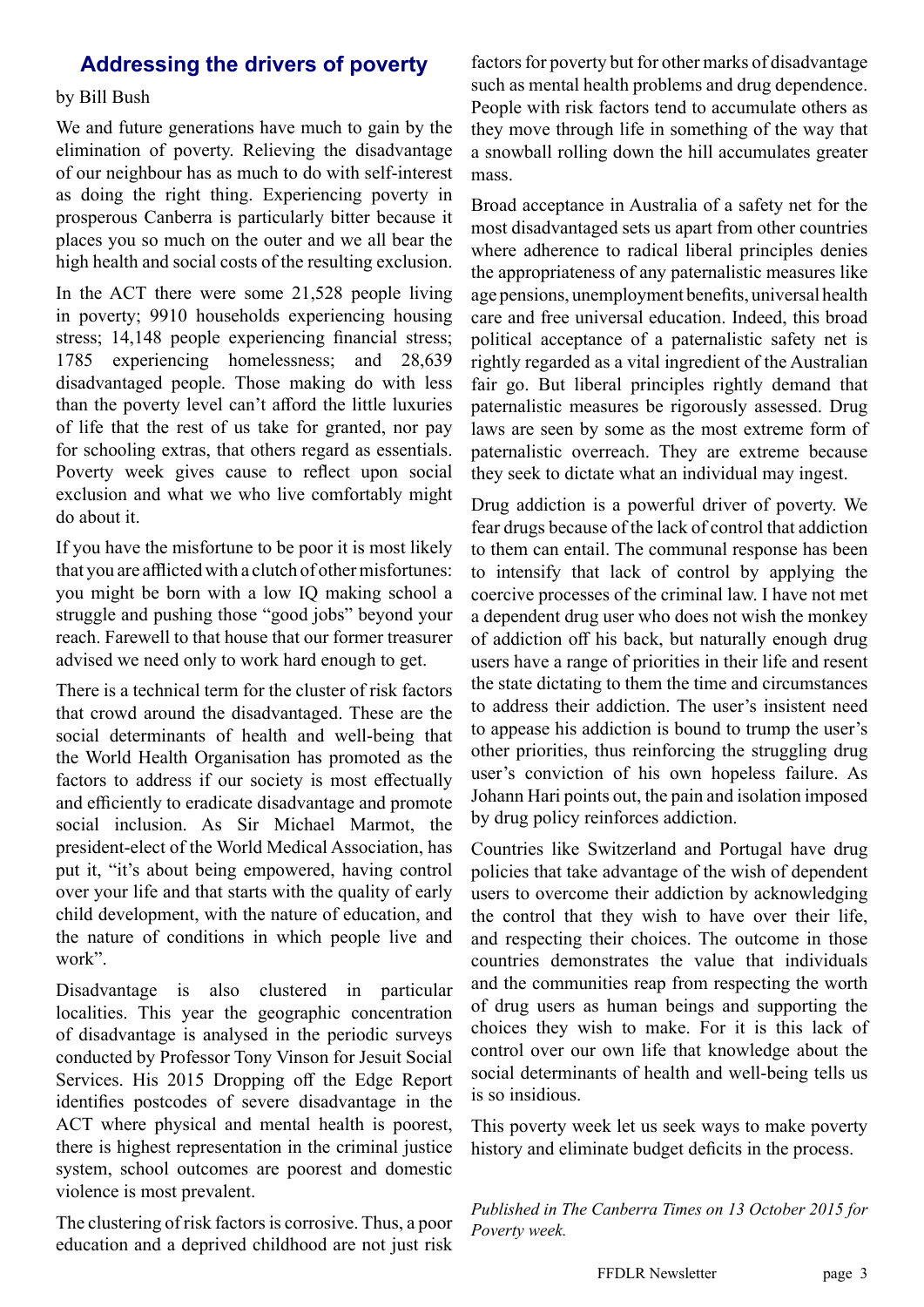## Addressing the drivers of poverty

by Bill Bush

We and future generations have much to gain by the elimination of poverty. Relieving the disadvantage of our neighbour has as much to do with self-interest as doing the right thing. Experiencing poverty in prosperous Canberra is particularly bitter because it places you so much on the outer and we all bear the high health and social costs of the resulting exclusion.

In the ACT there were some 21,528 people living in poverty; 9910 households experiencing housing stress; 14,148 people experiencing financial stress; 1785 experiencing homelessness; and 28,639 disadvantaged people. Those making do with less than the poverty level can't afford the little luxuries of life that the rest of us take for granted, nor pay for schooling extras, that others regard as essentials. Poverty week gives cause to reflect upon social exclusion and what we who live comfortably might do about it.

If you have the misfortune to be poor it is most likely that you are afflicted with a clutch of other misfortunes: you might be born with a low IQ making school a struggle and pushing those "good jobs" beyond your reach. Farewell to that house that our former treasurer advised we need only to work hard enough to get.

There is a technical term for the cluster of risk factors that crowd around the disadvantaged. These are the social determinants of health and well-being that the World Health Organisation has promoted as the factors to address if our society is most effectually and efficiently to eradicate disadvantage and promote social inclusion. As Sir Michael Marmot, the president-elect of the World Medical Association, has put it, "it's about being empowered, having control over your life and that starts with the quality of early child development, with the nature of education, and the nature of conditions in which people live and work".

Disadvantage is also clustered in particular localities. This year the geographic concentration of disadvantage is analysed in the periodic surveys conducted by Professor Tony Vinson for Jesuit Social Services. His 2015 Dropping off the Edge Report identifies postcodes of severe disadvantage in the ACT where physical and mental health is poorest, there is highest representation in the criminal justice system, school outcomes are poorest and domestic violence is most prevalent.

The clustering of risk factors is corrosive. Thus, a poor education and a deprived childhood are not just risk factors for poverty but for other marks of disadvantage such as mental health problems and drug dependence. People with risk factors tend to accumulate others as they move through life in something of the way that a snowball rolling down the hill accumulates greater mass.

Broad acceptance in Australia of a safety net for the most disadvantaged sets us apart from other countries where adherence to radical liberal principles denies the appropriateness of any paternalistic measures like age pensions, unemployment benefits, universal health care and free universal education. Indeed, this broad political acceptance of a paternalistic safety net is rightly regarded as a vital ingredient of the Australian fair go. But liberal principles rightly demand that paternalistic measures be rigorously assessed. Drug laws are seen by some as the most extreme form of paternalistic overreach. They are extreme because they seek to dictate what an individual may ingest.

Drug addiction is a powerful driver of poverty. We fear drugs because of the lack of control that addiction to them can entail. The communal response has been to intensify that lack of control by applying the coercive processes of the criminal law. I have not met a dependent drug user who does not wish the monkey of addiction off his back, but naturally enough drug users have a range of priorities in their life and resent the state dictating to them the time and circumstances to address their addiction. The user's insistent need to appease his addiction is bound to trump the user's other priorities, thus reinforcing the struggling drug user's conviction of his own hopeless failure. As Johann Hari points out, the pain and isolation imposed by drug policy reinforces addiction.

Countries like Switzerland and Portugal have drug policies that take advantage of the wish of dependent users to overcome their addiction by acknowledging the control that they wish to have over their life, and respecting their choices. The outcome in those countries demonstrates the value that individuals and the communities reap from respecting the worth of drug users as human beings and supporting the choices they wish to make. For it is this lack of control over our own life that knowledge about the social determinants of health and well-being tells us is so insidious.

This poverty week let us seek ways to make poverty history and eliminate budget deficits in the process.

*Published in The Canberra Times on 13 October 2015 for Poverty week.*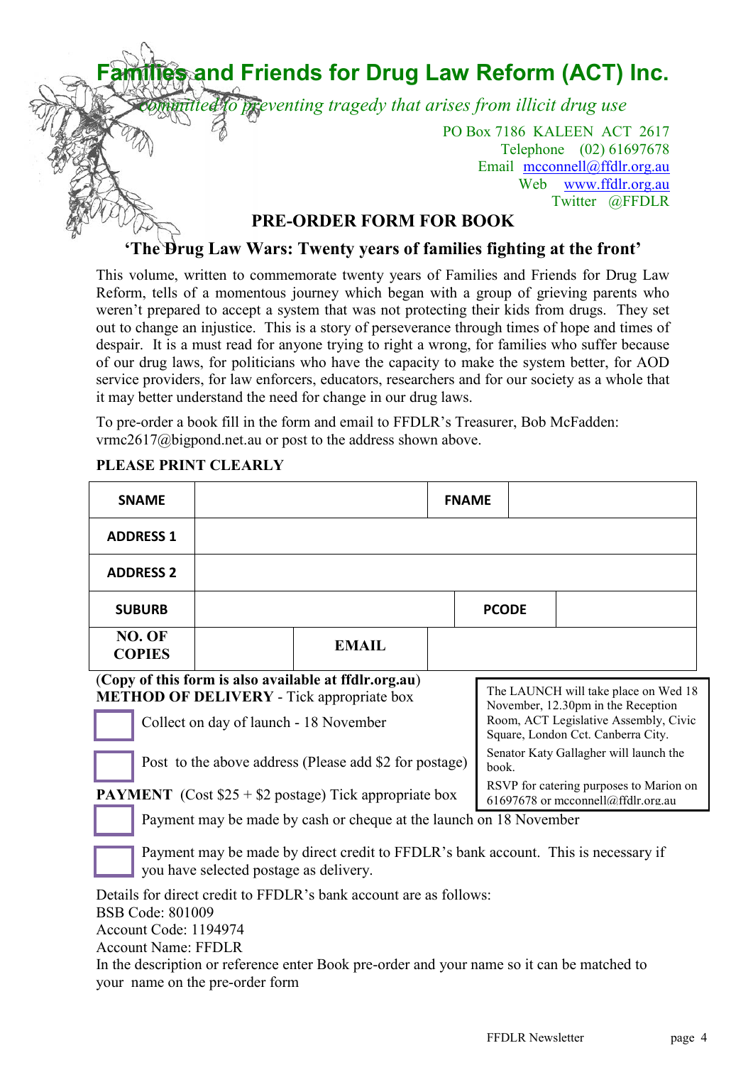# Families and Friends for Drug Law Reform (ACT) Inc.

*committed to preventing tragedy that arises from illicit drug use*

PO Box 7186 KALEEN ACT 2617
Telephone (02) 61697678
Email mcconnell@ffdlr.org.au
Web www.ffdlr.org.au
Twitter @FFDLR

## PRE-ORDER FORM FOR BOOK

## 'The Drug Law Wars: Twenty years of families fighting at the front'

This volume, written to commemorate twenty years of Families and Friends for Drug Law Reform, tells of a momentous journey which began with a group of grieving parents who weren't prepared to accept a system that was not protecting their kids from drugs. They set out to change an injustice. This is a story of perseverance through times of hope and times of despair. It is a must read for anyone trying to right a wrong, for families who suffer because of our drug laws, for politicians who have the capacity to make the system better, for AOD service providers, for law enforcers, educators, researchers and for our society as a whole that it may better understand the need for change in our drug laws.

To pre-order a book fill in the form and email to FFDLR's Treasurer, Bob McFadden: vrmc2617@bigpond.net.au or post to the address shown above.

**PLEASE PRINT CLEARLY**

| | | | |
|---|---|---|---|
| **SNAME** | | **FNAME** | |
| **ADDRESS 1** | | | |
| **ADDRESS 2** | | | |
| **SUBURB** | | **PCODE** | |
| **NO. OF COPIES** | | **EMAIL** | |

(**Copy of this form is also available at ffdlr.org.au**)

**METHOD OF DELIVERY** - Tick appropriate box

☐ Collect on day of launch - 18 November

☐ Post to the above address (Please add $2 for postage)

**PAYMENT** (Cost $25 + $2 postage) Tick appropriate box

☐ Payment may be made by cash or cheque at the launch on 18 November

☐ Payment may be made by direct credit to FFDLR's bank account. This is necessary if you have selected postage as delivery.

Details for direct credit to FFDLR's bank account are as follows:
BSB Code: 801009
Account Code: 1194974
Account Name: FFDLR
In the description or reference enter Book pre-order and your name so it can be matched to your name on the pre-order form

The LAUNCH will take place on Wed 18 November, 12.30pm in the Reception Room, ACT Legislative Assembly, Civic Square, London Cct. Canberra City.

Senator Katy Gallagher will launch the book.

RSVP for catering purposes to Marion on 61697678 or mcconnell@ffdlr.org.au